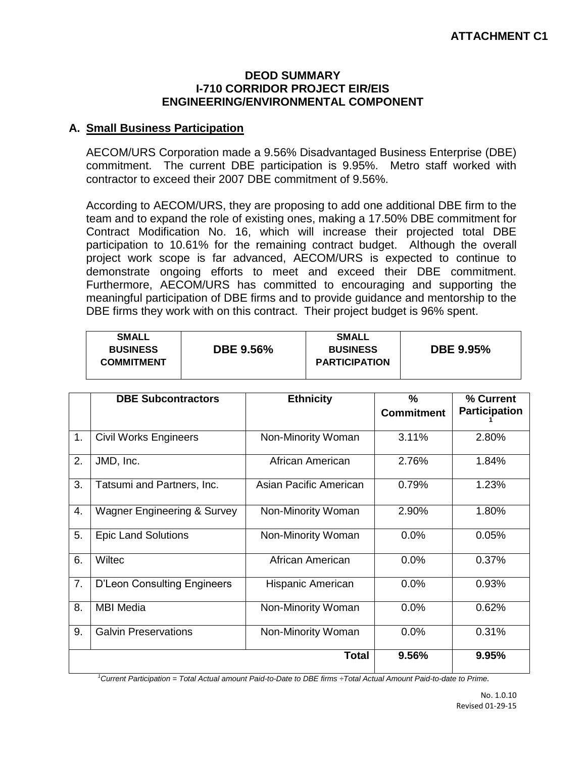**ATTACHMENT C1**

# DEOD SUMMARY
# I-710 CORRIDOR PROJECT EIR/EIS
# ENGINEERING/ENVIRONMENTAL COMPONENT

## A. Small Business Participation

AECOM/URS Corporation made a 9.56% Disadvantaged Business Enterprise (DBE) commitment. The current DBE participation is 9.95%. Metro staff worked with contractor to exceed their 2007 DBE commitment of 9.56%.

According to AECOM/URS, they are proposing to add one additional DBE firm to the team and to expand the role of existing ones, making a 17.50% DBE commitment for Contract Modification No. 16, which will increase their projected total DBE participation to 10.61% for the remaining contract budget. Although the overall project work scope is far advanced, AECOM/URS is expected to continue to demonstrate ongoing efforts to meet and exceed their DBE commitment. Furthermore, AECOM/URS has committed to encouraging and supporting the meaningful participation of DBE firms and to provide guidance and mentorship to the DBE firms they work with on this contract. Their project budget is 96% spent.

| SMALL BUSINESS COMMITMENT | DBE 9.56% | SMALL BUSINESS PARTICIPATION | DBE 9.95% |
|---|---|---|---|

| | DBE Subcontractors | Ethnicity | % Commitment | % Current Participation[1] |
|---|---|---|---|---|
| 1. | Civil Works Engineers | Non-Minority Woman | 3.11% | 2.80% |
| 2. | JMD, Inc. | African American | 2.76% | 1.84% |
| 3. | Tatsumi and Partners, Inc. | Asian Pacific American | 0.79% | 1.23% |
| 4. | Wagner Engineering & Survey | Non-Minority Woman | 2.90% | 1.80% |
| 5. | Epic Land Solutions | Non-Minority Woman | 0.0% | 0.05% |
| 6. | Wiltec | African American | 0.0% | 0.37% |
| 7. | D'Leon Consulting Engineers | Hispanic American | 0.0% | 0.93% |
| 8. | MBI Media | Non-Minority Woman | 0.0% | 0.62% |
| 9. | Galvin Preservations | Non-Minority Woman | 0.0% | 0.31% |
| | | **Total** | **9.56%** | **9.95%** |

*[1]Current Participation = Total Actual amount Paid-to-Date to DBE firms ÷Total Actual Amount Paid-to-date to Prime.*

No. 1.0.10
Revised 01-29-15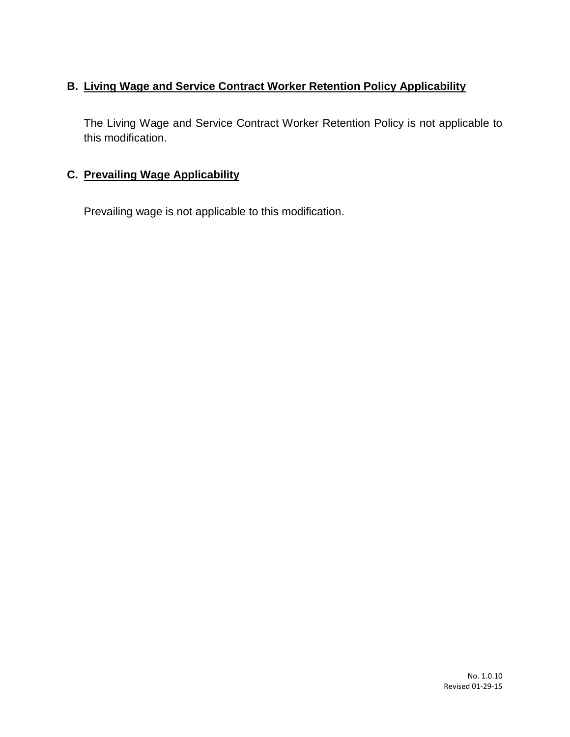### B. Living Wage and Service Contract Worker Retention Policy Applicability

The Living Wage and Service Contract Worker Retention Policy is not applicable to this modification.

### C. Prevailing Wage Applicability

Prevailing wage is not applicable to this modification.

No. 1.0.10
Revised 01-29-15